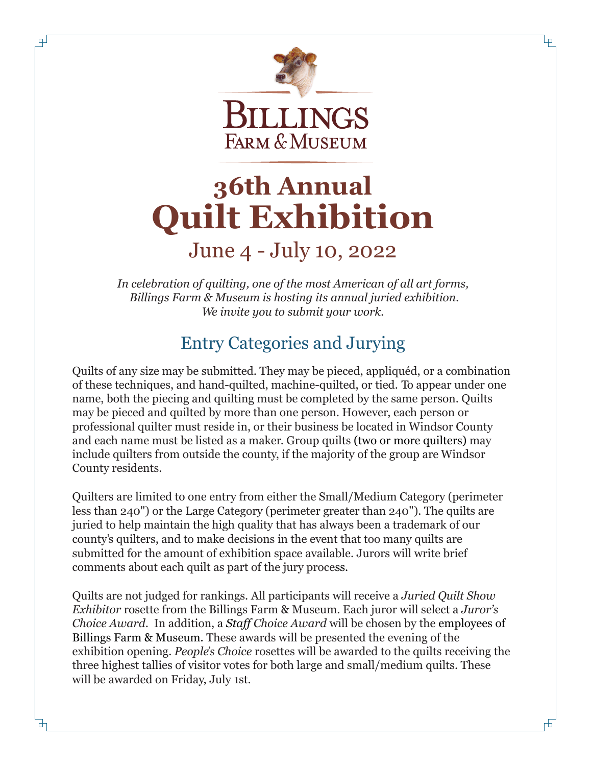# Billings Farm & Museum

# 36th Annual Quilt Exhibition

## June 4 - July 10, 2022

*In celebration of quilting, one of the most American of all art forms, Billings Farm & Museum is hosting its annual juried exhibition. We invite you to submit your work.*

## Entry Categories and Jurying

Quilts of any size may be submitted. They may be pieced, appliquéd, or a combination of these techniques, and hand-quilted, machine-quilted, or tied. To appear under one name, both the piecing and quilting must be completed by the same person. Quilts may be pieced and quilted by more than one person. However, each person or professional quilter must reside in, or their business be located in Windsor County and each name must be listed as a maker. Group quilts (two or more quilters) may include quilters from outside the county, if the majority of the group are Windsor County residents.

Quilters are limited to one entry from either the Small/Medium Category (perimeter less than 240") or the Large Category (perimeter greater than 240"). The quilts are juried to help maintain the high quality that has always been a trademark of our county's quilters, and to make decisions in the event that too many quilts are submitted for the amount of exhibition space available. Jurors will write brief comments about each quilt as part of the jury process.

Quilts are not judged for rankings. All participants will receive a *Juried Quilt Show Exhibitor* rosette from the Billings Farm & Museum. Each juror will select a *Juror's Choice Award*. In addition, a *Staff Choice Award* will be chosen by the employees of Billings Farm & Museum. These awards will be presented the evening of the exhibition opening. *People's Choice* rosettes will be awarded to the quilts receiving the three highest tallies of visitor votes for both large and small/medium quilts. These will be awarded on Friday, July 1st.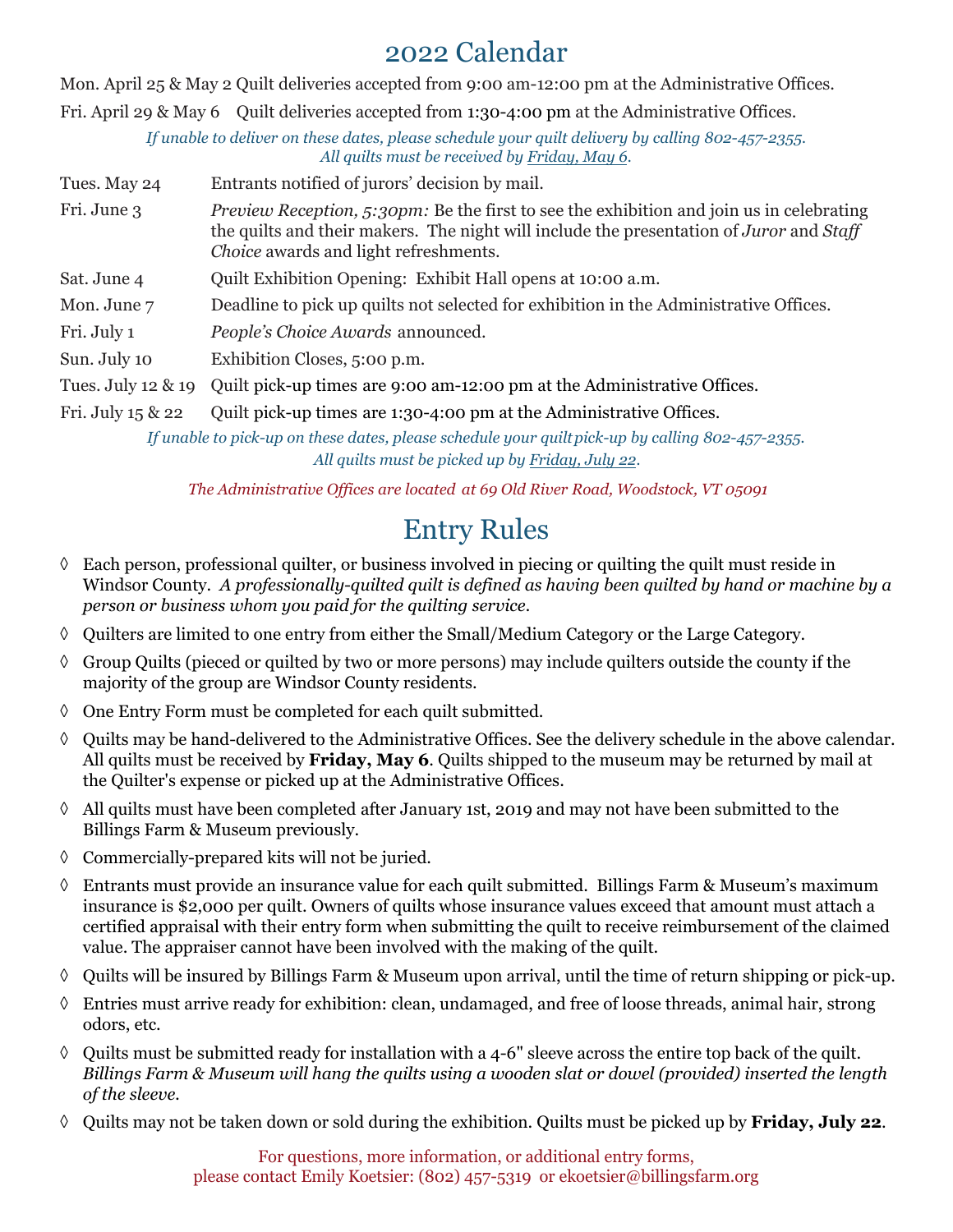# 2022 Calendar

| | |
|---|---|
| Mon. April 25 & May 2 | Quilt deliveries accepted from 9:00 am-12:00 pm at the Administrative Offices. |
| Fri. April 29 & May 6 | Quilt deliveries accepted from 1:30-4:00 pm at the Administrative Offices. |

*If unable to deliver on these dates, please schedule your quilt delivery by calling 802-457-2355.*
*All quilts must be received by Friday, May 6.*

| | |
|---|---|
| Tues. May 24 | Entrants notified of jurors' decision by mail. |
| Fri. June 3 | *Preview Reception, 5:30pm:* Be the first to see the exhibition and join us in celebrating the quilts and their makers. The night will include the presentation of *Juror* and *Staff Choice* awards and light refreshments. |
| Sat. June 4 | Quilt Exhibition Opening: Exhibit Hall opens at 10:00 a.m. |
| Mon. June 7 | Deadline to pick up quilts not selected for exhibition in the Administrative Offices. |
| Fri. July 1 | *People's Choice Awards* announced. |
| Sun. July 10 | Exhibition Closes, 5:00 p.m. |
| Tues. July 12 & 19 | Quilt pick-up times are 9:00 am-12:00 pm at the Administrative Offices. |
| Fri. July 15 & 22 | Quilt pick-up times are 1:30-4:00 pm at the Administrative Offices. |

*If unable to pick-up on these dates, please schedule your quilt pick-up by calling 802-457-2355.*
*All quilts must be picked up by Friday, July 22.*

*The Administrative Offices are located at 69 Old River Road, Woodstock, VT 05091*

# Entry Rules

- Each person, professional quilter, or business involved in piecing or quilting the quilt must reside in Windsor County. *A professionally-quilted quilt is defined as having been quilted by hand or machine by a person or business whom you paid for the quilting service.*
- Quilters are limited to one entry from either the Small/Medium Category or the Large Category.
- Group Quilts (pieced or quilted by two or more persons) may include quilters outside the county if the majority of the group are Windsor County residents.
- One Entry Form must be completed for each quilt submitted.
- Quilts may be hand-delivered to the Administrative Offices. See the delivery schedule in the above calendar. All quilts must be received by **Friday, May 6**. Quilts shipped to the museum may be returned by mail at the Quilter's expense or picked up at the Administrative Offices.
- All quilts must have been completed after January 1st, 2019 and may not have been submitted to the Billings Farm & Museum previously.
- Commercially-prepared kits will not be juried.
- Entrants must provide an insurance value for each quilt submitted. Billings Farm & Museum's maximum insurance is $2,000 per quilt. Owners of quilts whose insurance values exceed that amount must attach a certified appraisal with their entry form when submitting the quilt to receive reimbursement of the claimed value. The appraiser cannot have been involved with the making of the quilt.
- Quilts will be insured by Billings Farm & Museum upon arrival, until the time of return shipping or pick-up.
- Entries must arrive ready for exhibition: clean, undamaged, and free of loose threads, animal hair, strong odors, etc.
- Quilts must be submitted ready for installation with a 4-6" sleeve across the entire top back of the quilt. *Billings Farm & Museum will hang the quilts using a wooden slat or dowel (provided) inserted the length of the sleeve.*
- Quilts may not be taken down or sold during the exhibition. Quilts must be picked up by **Friday, July 22**.

For questions, more information, or additional entry forms,
please contact Emily Koetsier: (802) 457-5319 or ekoetsier@billingsfarm.org